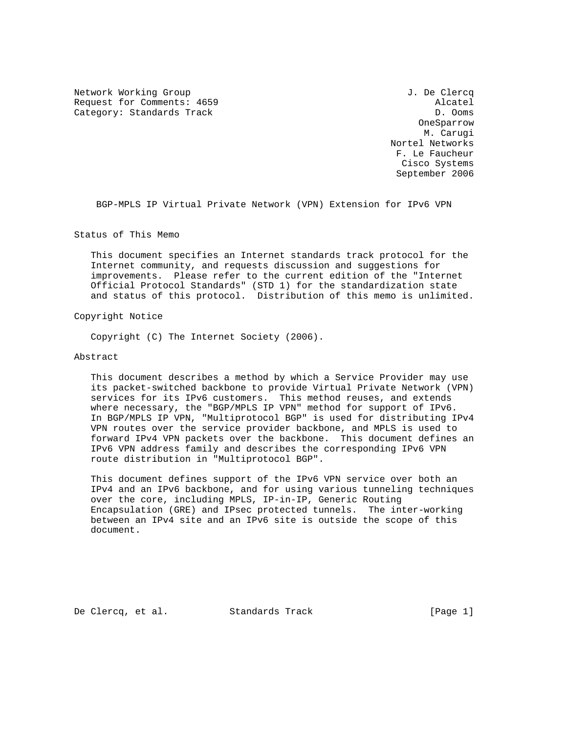Network Working Group J. De Clercq
Request for Comments: 4659 Alcatel
Category: Standards Track D. Ooms
OneSparrow
M. Carugi
Nortel Networks
F. Le Faucheur
Cisco Systems
September 2006

# BGP-MPLS IP Virtual Private Network (VPN) Extension for IPv6 VPN

## Status of This Memo

This document specifies an Internet standards track protocol for the Internet community, and requests discussion and suggestions for improvements. Please refer to the current edition of the "Internet Official Protocol Standards" (STD 1) for the standardization state and status of this protocol. Distribution of this memo is unlimited.

## Copyright Notice

Copyright (C) The Internet Society (2006).

## Abstract

This document describes a method by which a Service Provider may use its packet-switched backbone to provide Virtual Private Network (VPN) services for its IPv6 customers. This method reuses, and extends where necessary, the "BGP/MPLS IP VPN" method for support of IPv6. In BGP/MPLS IP VPN, "Multiprotocol BGP" is used for distributing IPv4 VPN routes over the service provider backbone, and MPLS is used to forward IPv4 VPN packets over the backbone. This document defines an IPv6 VPN address family and describes the corresponding IPv6 VPN route distribution in "Multiprotocol BGP".

This document defines support of the IPv6 VPN service over both an IPv4 and an IPv6 backbone, and for using various tunneling techniques over the core, including MPLS, IP-in-IP, Generic Routing Encapsulation (GRE) and IPsec protected tunnels. The inter-working between an IPv4 site and an IPv6 site is outside the scope of this document.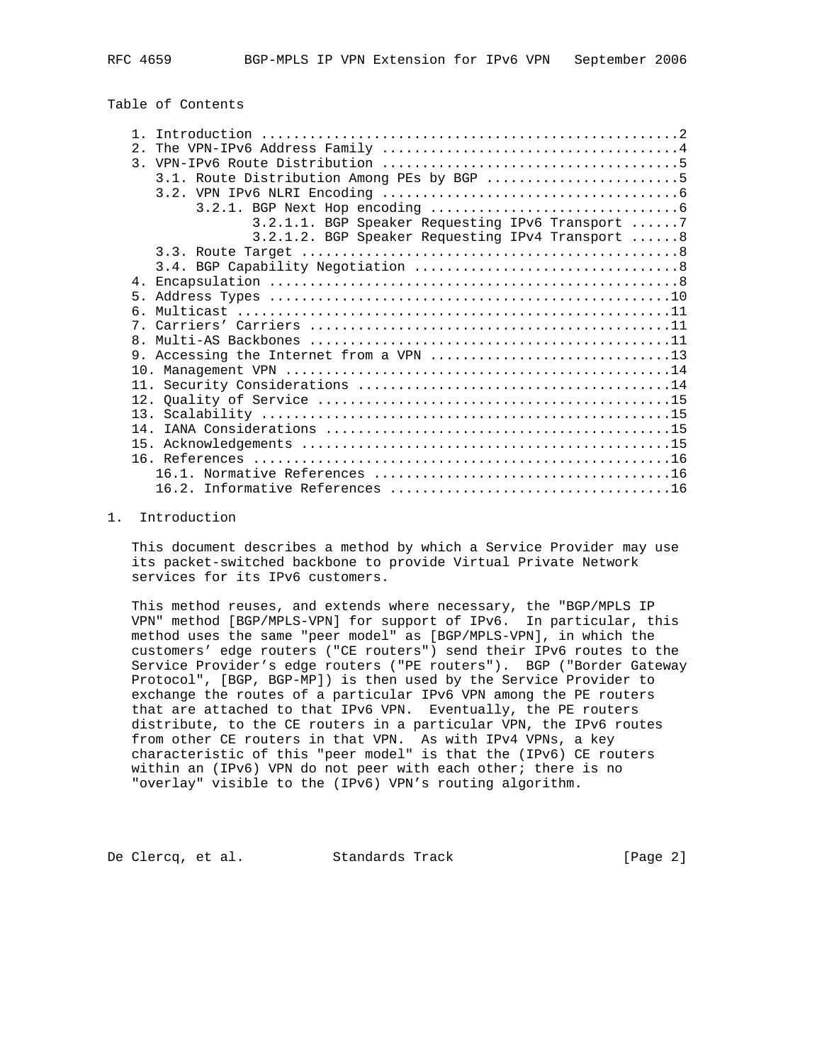## Table of Contents

1. Introduction ....................................................2
2. The VPN-IPv6 Address Family ....................................4
3. VPN-IPv6 Route Distribution ....................................5
   3.1. Route Distribution Among PEs by BGP ........................5
   3.2. VPN IPv6 NLRI Encoding ....................................6
        3.2.1. BGP Next Hop encoding ..............................6
               3.2.1.1. BGP Speaker Requesting IPv6 Transport ......7
               3.2.1.2. BGP Speaker Requesting IPv4 Transport ......8
   3.3. Route Target ..............................................8
   3.4. BGP Capability Negotiation ................................8
4. Encapsulation ..................................................8
5. Address Types .................................................10
6. Multicast .....................................................11
7. Carriers' Carriers ............................................11
8. Multi-AS Backbones ............................................11
9. Accessing the Internet from a VPN .............................13
10. Management VPN ...............................................14
11. Security Considerations ......................................14
12. Quality of Service ...........................................15
13. Scalability ..................................................15
14. IANA Considerations ..........................................15
15. Acknowledgements .............................................15
16. References ...................................................16
    16.1. Normative References ....................................16
    16.2. Informative References ..................................16

## 1. Introduction

This document describes a method by which a Service Provider may use its packet-switched backbone to provide Virtual Private Network services for its IPv6 customers.

This method reuses, and extends where necessary, the "BGP/MPLS IP VPN" method [BGP/MPLS-VPN] for support of IPv6. In particular, this method uses the same "peer model" as [BGP/MPLS-VPN], in which the customers' edge routers ("CE routers") send their IPv6 routes to the Service Provider's edge routers ("PE routers"). BGP ("Border Gateway Protocol", [BGP, BGP-MP]) is then used by the Service Provider to exchange the routes of a particular IPv6 VPN among the PE routers that are attached to that IPv6 VPN. Eventually, the PE routers distribute, to the CE routers in a particular VPN, the IPv6 routes from other CE routers in that VPN. As with IPv4 VPNs, a key characteristic of this "peer model" is that the (IPv6) CE routers within an (IPv6) VPN do not peer with each other; there is no "overlay" visible to the (IPv6) VPN's routing algorithm.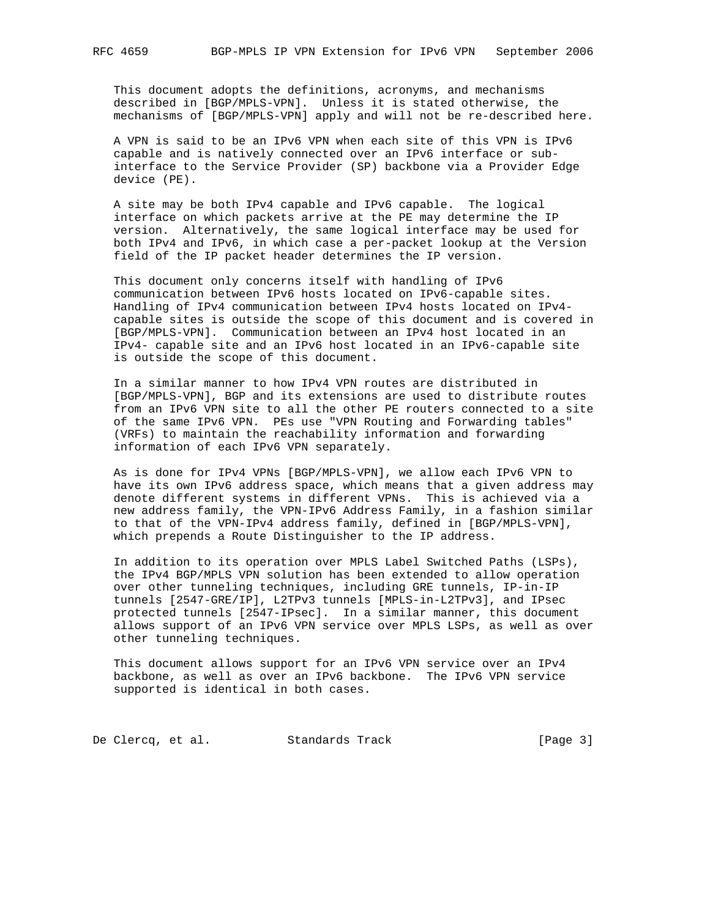This document adopts the definitions, acronyms, and mechanisms described in [BGP/MPLS-VPN]. Unless it is stated otherwise, the mechanisms of [BGP/MPLS-VPN] apply and will not be re-described here.

A VPN is said to be an IPv6 VPN when each site of this VPN is IPv6 capable and is natively connected over an IPv6 interface or sub-interface to the Service Provider (SP) backbone via a Provider Edge device (PE).

A site may be both IPv4 capable and IPv6 capable. The logical interface on which packets arrive at the PE may determine the IP version. Alternatively, the same logical interface may be used for both IPv4 and IPv6, in which case a per-packet lookup at the Version field of the IP packet header determines the IP version.

This document only concerns itself with handling of IPv6 communication between IPv6 hosts located on IPv6-capable sites. Handling of IPv4 communication between IPv4 hosts located on IPv4-capable sites is outside the scope of this document and is covered in [BGP/MPLS-VPN]. Communication between an IPv4 host located in an IPv4- capable site and an IPv6 host located in an IPv6-capable site is outside the scope of this document.

In a similar manner to how IPv4 VPN routes are distributed in [BGP/MPLS-VPN], BGP and its extensions are used to distribute routes from an IPv6 VPN site to all the other PE routers connected to a site of the same IPv6 VPN. PEs use "VPN Routing and Forwarding tables" (VRFs) to maintain the reachability information and forwarding information of each IPv6 VPN separately.

As is done for IPv4 VPNs [BGP/MPLS-VPN], we allow each IPv6 VPN to have its own IPv6 address space, which means that a given address may denote different systems in different VPNs. This is achieved via a new address family, the VPN-IPv6 Address Family, in a fashion similar to that of the VPN-IPv4 address family, defined in [BGP/MPLS-VPN], which prepends a Route Distinguisher to the IP address.

In addition to its operation over MPLS Label Switched Paths (LSPs), the IPv4 BGP/MPLS VPN solution has been extended to allow operation over other tunneling techniques, including GRE tunnels, IP-in-IP tunnels [2547-GRE/IP], L2TPv3 tunnels [MPLS-in-L2TPv3], and IPsec protected tunnels [2547-IPsec]. In a similar manner, this document allows support of an IPv6 VPN service over MPLS LSPs, as well as over other tunneling techniques.

This document allows support for an IPv6 VPN service over an IPv4 backbone, as well as over an IPv6 backbone. The IPv6 VPN service supported is identical in both cases.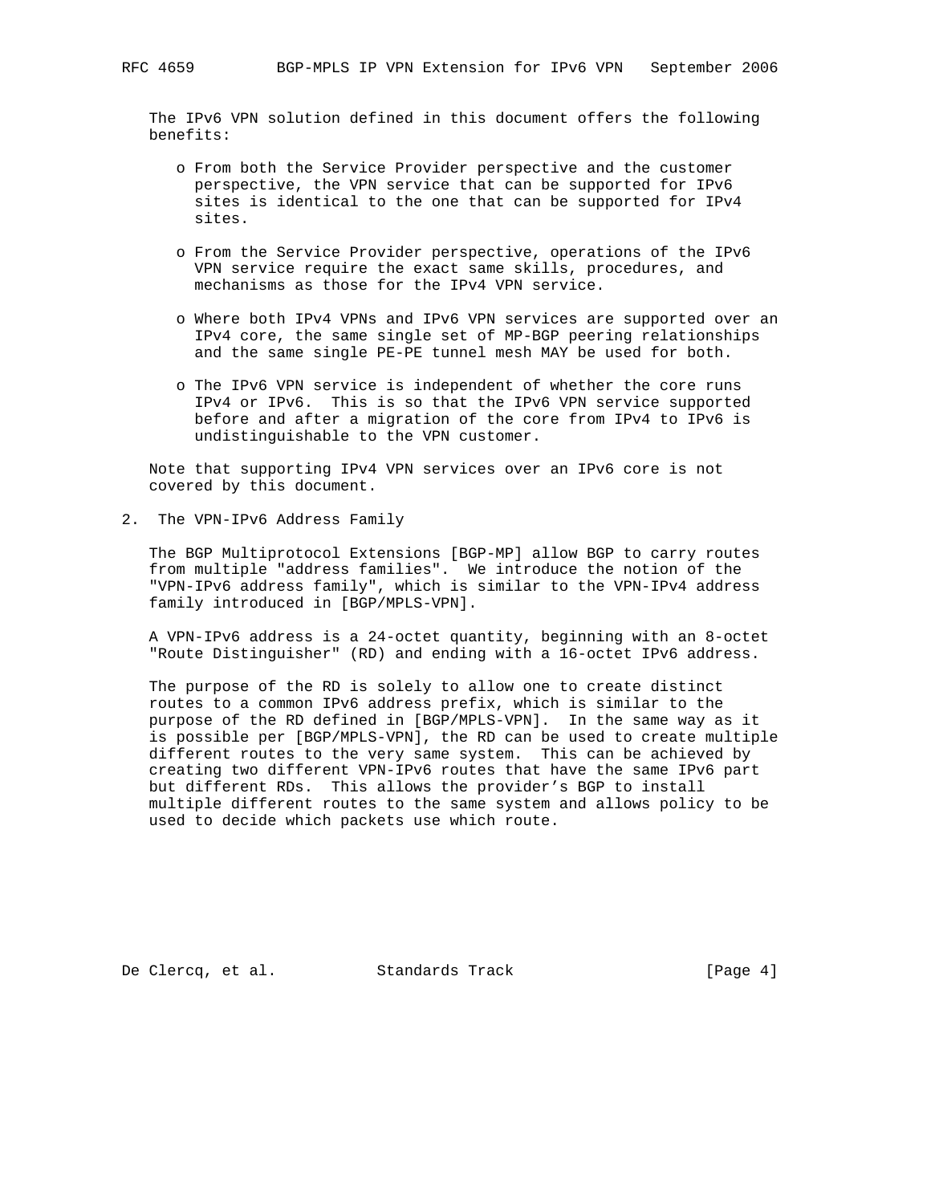The IPv6 VPN solution defined in this document offers the following benefits:

- From both the Service Provider perspective and the customer perspective, the VPN service that can be supported for IPv6 sites is identical to the one that can be supported for IPv4 sites.

- From the Service Provider perspective, operations of the IPv6 VPN service require the exact same skills, procedures, and mechanisms as those for the IPv4 VPN service.

- Where both IPv4 VPNs and IPv6 VPN services are supported over an IPv4 core, the same single set of MP-BGP peering relationships and the same single PE-PE tunnel mesh MAY be used for both.

- The IPv6 VPN service is independent of whether the core runs IPv4 or IPv6. This is so that the IPv6 VPN service supported before and after a migration of the core from IPv4 to IPv6 is undistinguishable to the VPN customer.

Note that supporting IPv4 VPN services over an IPv6 core is not covered by this document.

## 2. The VPN-IPv6 Address Family

The BGP Multiprotocol Extensions [BGP-MP] allow BGP to carry routes from multiple "address families". We introduce the notion of the "VPN-IPv6 address family", which is similar to the VPN-IPv4 address family introduced in [BGP/MPLS-VPN].

A VPN-IPv6 address is a 24-octet quantity, beginning with an 8-octet "Route Distinguisher" (RD) and ending with a 16-octet IPv6 address.

The purpose of the RD is solely to allow one to create distinct routes to a common IPv6 address prefix, which is similar to the purpose of the RD defined in [BGP/MPLS-VPN]. In the same way as it is possible per [BGP/MPLS-VPN], the RD can be used to create multiple different routes to the very same system. This can be achieved by creating two different VPN-IPv6 routes that have the same IPv6 part but different RDs. This allows the provider's BGP to install multiple different routes to the same system and allows policy to be used to decide which packets use which route.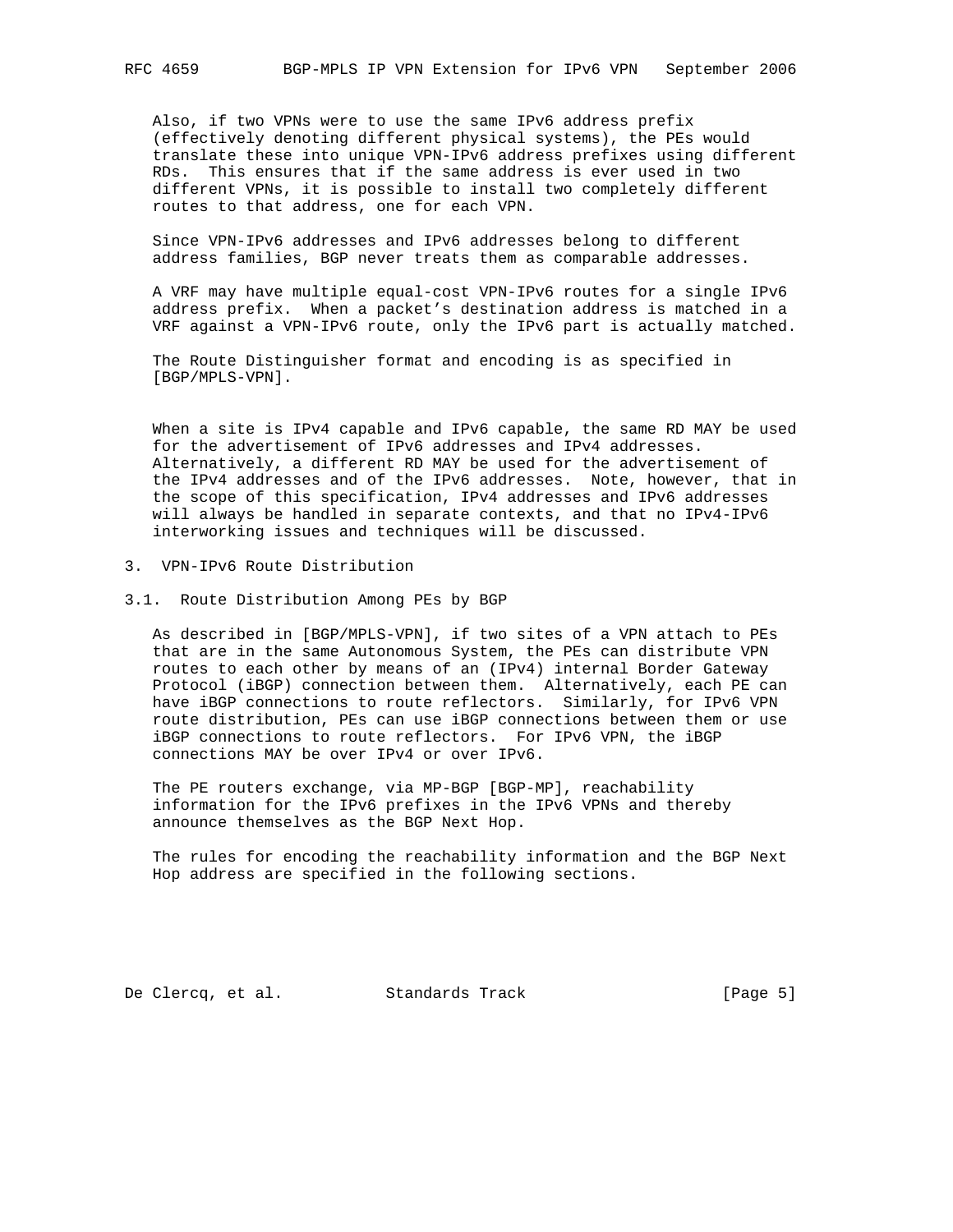Also, if two VPNs were to use the same IPv6 address prefix (effectively denoting different physical systems), the PEs would translate these into unique VPN-IPv6 address prefixes using different RDs. This ensures that if the same address is ever used in two different VPNs, it is possible to install two completely different routes to that address, one for each VPN.

Since VPN-IPv6 addresses and IPv6 addresses belong to different address families, BGP never treats them as comparable addresses.

A VRF may have multiple equal-cost VPN-IPv6 routes for a single IPv6 address prefix. When a packet's destination address is matched in a VRF against a VPN-IPv6 route, only the IPv6 part is actually matched.

The Route Distinguisher format and encoding is as specified in [BGP/MPLS-VPN].

When a site is IPv4 capable and IPv6 capable, the same RD MAY be used for the advertisement of IPv6 addresses and IPv4 addresses. Alternatively, a different RD MAY be used for the advertisement of the IPv4 addresses and of the IPv6 addresses. Note, however, that in the scope of this specification, IPv4 addresses and IPv6 addresses will always be handled in separate contexts, and that no IPv4-IPv6 interworking issues and techniques will be discussed.

## 3. VPN-IPv6 Route Distribution

### 3.1. Route Distribution Among PEs by BGP

As described in [BGP/MPLS-VPN], if two sites of a VPN attach to PEs that are in the same Autonomous System, the PEs can distribute VPN routes to each other by means of an (IPv4) internal Border Gateway Protocol (iBGP) connection between them. Alternatively, each PE can have iBGP connections to route reflectors. Similarly, for IPv6 VPN route distribution, PEs can use iBGP connections between them or use iBGP connections to route reflectors. For IPv6 VPN, the iBGP connections MAY be over IPv4 or over IPv6.

The PE routers exchange, via MP-BGP [BGP-MP], reachability information for the IPv6 prefixes in the IPv6 VPNs and thereby announce themselves as the BGP Next Hop.

The rules for encoding the reachability information and the BGP Next Hop address are specified in the following sections.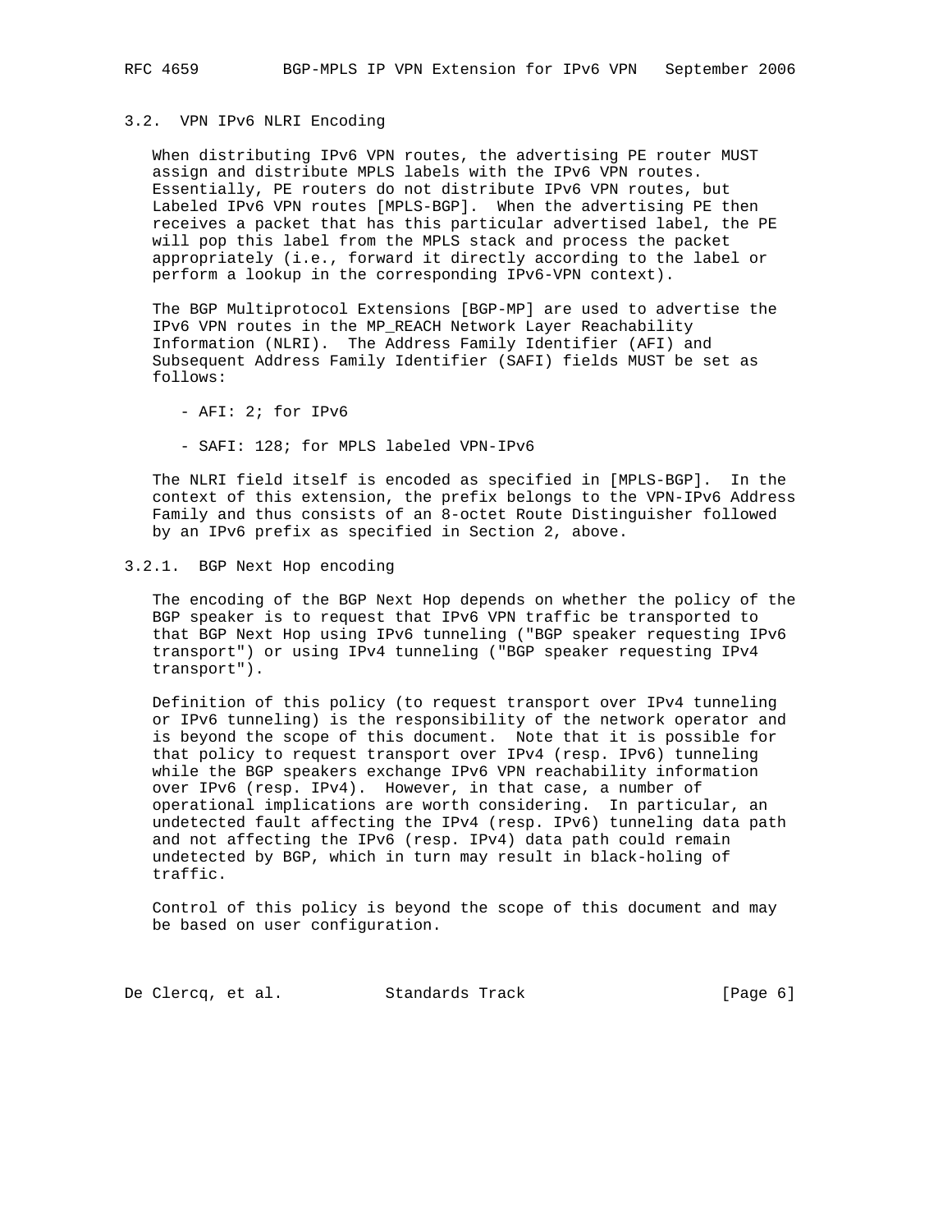### 3.2. VPN IPv6 NLRI Encoding

When distributing IPv6 VPN routes, the advertising PE router MUST assign and distribute MPLS labels with the IPv6 VPN routes. Essentially, PE routers do not distribute IPv6 VPN routes, but Labeled IPv6 VPN routes [MPLS-BGP]. When the advertising PE then receives a packet that has this particular advertised label, the PE will pop this label from the MPLS stack and process the packet appropriately (i.e., forward it directly according to the label or perform a lookup in the corresponding IPv6-VPN context).

The BGP Multiprotocol Extensions [BGP-MP] are used to advertise the IPv6 VPN routes in the MP_REACH Network Layer Reachability Information (NLRI). The Address Family Identifier (AFI) and Subsequent Address Family Identifier (SAFI) fields MUST be set as follows:

- AFI: 2; for IPv6
- SAFI: 128; for MPLS labeled VPN-IPv6

The NLRI field itself is encoded as specified in [MPLS-BGP]. In the context of this extension, the prefix belongs to the VPN-IPv6 Address Family and thus consists of an 8-octet Route Distinguisher followed by an IPv6 prefix as specified in Section 2, above.

#### 3.2.1. BGP Next Hop encoding

The encoding of the BGP Next Hop depends on whether the policy of the BGP speaker is to request that IPv6 VPN traffic be transported to that BGP Next Hop using IPv6 tunneling ("BGP speaker requesting IPv6 transport") or using IPv4 tunneling ("BGP speaker requesting IPv4 transport").

Definition of this policy (to request transport over IPv4 tunneling or IPv6 tunneling) is the responsibility of the network operator and is beyond the scope of this document. Note that it is possible for that policy to request transport over IPv4 (resp. IPv6) tunneling while the BGP speakers exchange IPv6 VPN reachability information over IPv6 (resp. IPv4). However, in that case, a number of operational implications are worth considering. In particular, an undetected fault affecting the IPv4 (resp. IPv6) tunneling data path and not affecting the IPv6 (resp. IPv4) data path could remain undetected by BGP, which in turn may result in black-holing of traffic.

Control of this policy is beyond the scope of this document and may be based on user configuration.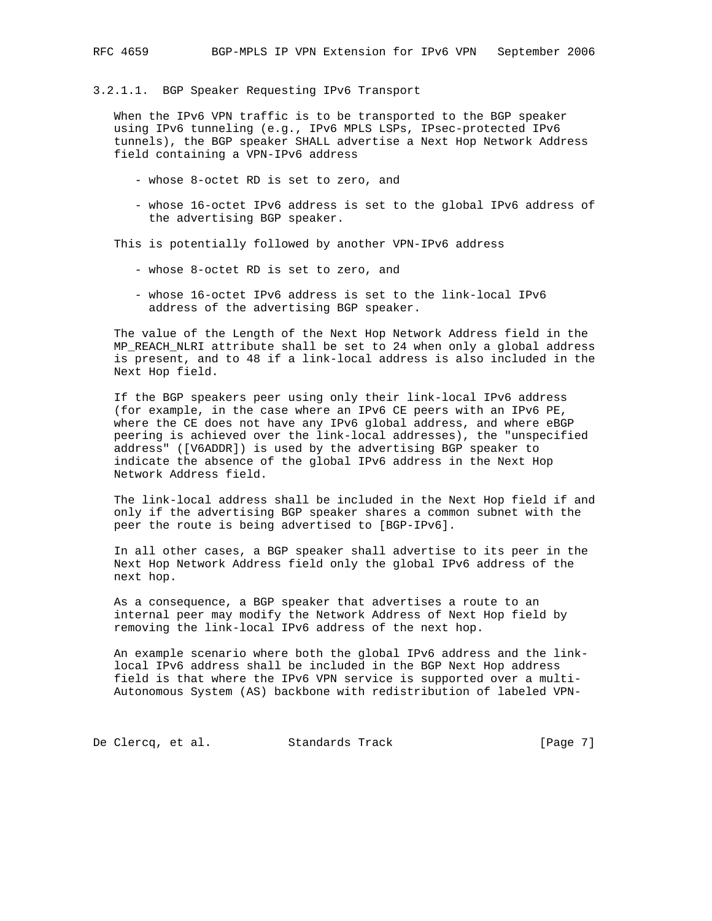#### 3.2.1.1. BGP Speaker Requesting IPv6 Transport

When the IPv6 VPN traffic is to be transported to the BGP speaker using IPv6 tunneling (e.g., IPv6 MPLS LSPs, IPsec-protected IPv6 tunnels), the BGP speaker SHALL advertise a Next Hop Network Address field containing a VPN-IPv6 address

- whose 8-octet RD is set to zero, and
- whose 16-octet IPv6 address is set to the global IPv6 address of the advertising BGP speaker.

This is potentially followed by another VPN-IPv6 address

- whose 8-octet RD is set to zero, and
- whose 16-octet IPv6 address is set to the link-local IPv6 address of the advertising BGP speaker.

The value of the Length of the Next Hop Network Address field in the MP_REACH_NLRI attribute shall be set to 24 when only a global address is present, and to 48 if a link-local address is also included in the Next Hop field.

If the BGP speakers peer using only their link-local IPv6 address (for example, in the case where an IPv6 CE peers with an IPv6 PE, where the CE does not have any IPv6 global address, and where eBGP peering is achieved over the link-local addresses), the "unspecified address" ([V6ADDR]) is used by the advertising BGP speaker to indicate the absence of the global IPv6 address in the Next Hop Network Address field.

The link-local address shall be included in the Next Hop field if and only if the advertising BGP speaker shares a common subnet with the peer the route is being advertised to [BGP-IPv6].

In all other cases, a BGP speaker shall advertise to its peer in the Next Hop Network Address field only the global IPv6 address of the next hop.

As a consequence, a BGP speaker that advertises a route to an internal peer may modify the Network Address of Next Hop field by removing the link-local IPv6 address of the next hop.

An example scenario where both the global IPv6 address and the link-local IPv6 address shall be included in the BGP Next Hop address field is that where the IPv6 VPN service is supported over a multi-Autonomous System (AS) backbone with redistribution of labeled VPN-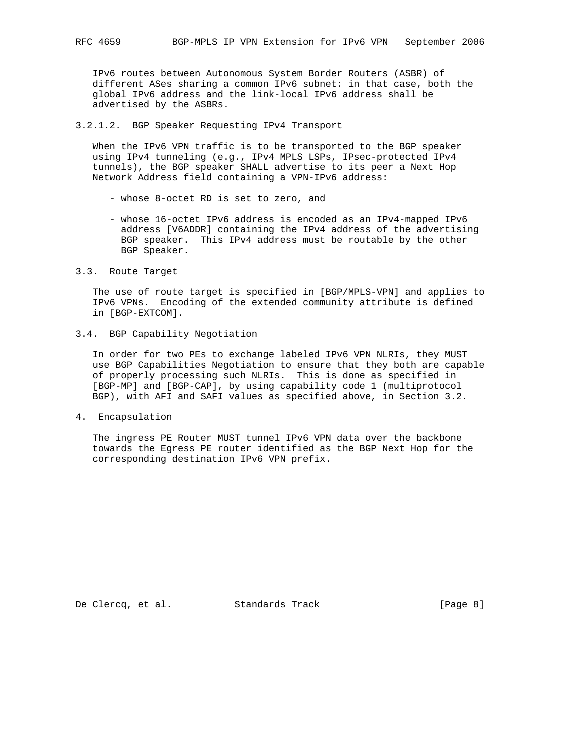IPv6 routes between Autonomous System Border Routers (ASBR) of different ASes sharing a common IPv6 subnet: in that case, both the global IPv6 address and the link-local IPv6 address shall be advertised by the ASBRs.

#### 3.2.1.2. BGP Speaker Requesting IPv4 Transport

When the IPv6 VPN traffic is to be transported to the BGP speaker using IPv4 tunneling (e.g., IPv4 MPLS LSPs, IPsec-protected IPv4 tunnels), the BGP speaker SHALL advertise to its peer a Next Hop Network Address field containing a VPN-IPv6 address:

- whose 8-octet RD is set to zero, and
- whose 16-octet IPv6 address is encoded as an IPv4-mapped IPv6 address [V6ADDR] containing the IPv4 address of the advertising BGP speaker. This IPv4 address must be routable by the other BGP Speaker.

### 3.3. Route Target

The use of route target is specified in [BGP/MPLS-VPN] and applies to IPv6 VPNs. Encoding of the extended community attribute is defined in [BGP-EXTCOM].

### 3.4. BGP Capability Negotiation

In order for two PEs to exchange labeled IPv6 VPN NLRIs, they MUST use BGP Capabilities Negotiation to ensure that they both are capable of properly processing such NLRIs. This is done as specified in [BGP-MP] and [BGP-CAP], by using capability code 1 (multiprotocol BGP), with AFI and SAFI values as specified above, in Section 3.2.

## 4. Encapsulation

The ingress PE Router MUST tunnel IPv6 VPN data over the backbone towards the Egress PE router identified as the BGP Next Hop for the corresponding destination IPv6 VPN prefix.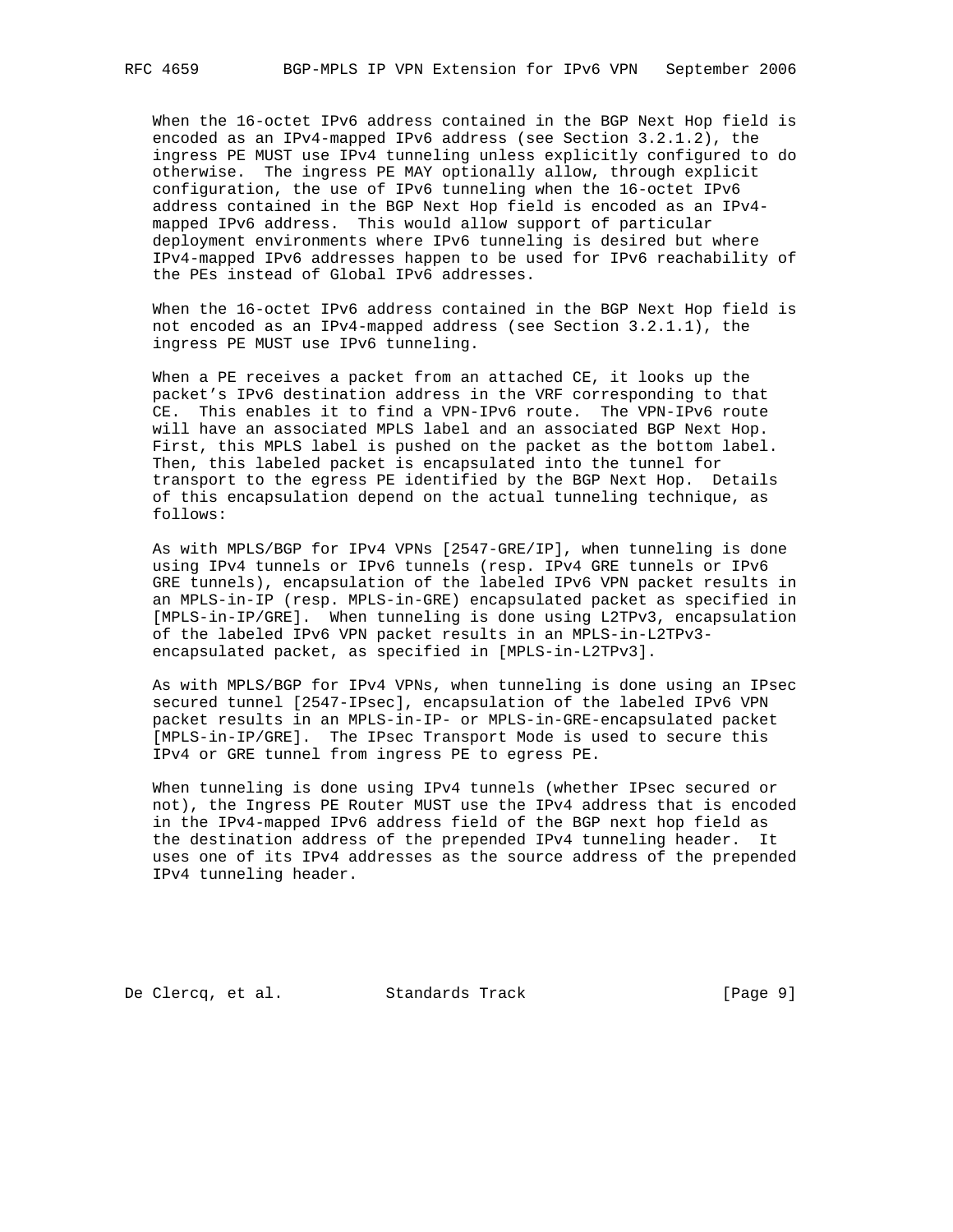When the 16-octet IPv6 address contained in the BGP Next Hop field is encoded as an IPv4-mapped IPv6 address (see Section 3.2.1.2), the ingress PE MUST use IPv4 tunneling unless explicitly configured to do otherwise. The ingress PE MAY optionally allow, through explicit configuration, the use of IPv6 tunneling when the 16-octet IPv6 address contained in the BGP Next Hop field is encoded as an IPv4-mapped IPv6 address. This would allow support of particular deployment environments where IPv6 tunneling is desired but where IPv4-mapped IPv6 addresses happen to be used for IPv6 reachability of the PEs instead of Global IPv6 addresses.

When the 16-octet IPv6 address contained in the BGP Next Hop field is not encoded as an IPv4-mapped address (see Section 3.2.1.1), the ingress PE MUST use IPv6 tunneling.

When a PE receives a packet from an attached CE, it looks up the packet's IPv6 destination address in the VRF corresponding to that CE. This enables it to find a VPN-IPv6 route. The VPN-IPv6 route will have an associated MPLS label and an associated BGP Next Hop. First, this MPLS label is pushed on the packet as the bottom label. Then, this labeled packet is encapsulated into the tunnel for transport to the egress PE identified by the BGP Next Hop. Details of this encapsulation depend on the actual tunneling technique, as follows:

As with MPLS/BGP for IPv4 VPNs [2547-GRE/IP], when tunneling is done using IPv4 tunnels or IPv6 tunnels (resp. IPv4 GRE tunnels or IPv6 GRE tunnels), encapsulation of the labeled IPv6 VPN packet results in an MPLS-in-IP (resp. MPLS-in-GRE) encapsulated packet as specified in [MPLS-in-IP/GRE]. When tunneling is done using L2TPv3, encapsulation of the labeled IPv6 VPN packet results in an MPLS-in-L2TPv3-encapsulated packet, as specified in [MPLS-in-L2TPv3].

As with MPLS/BGP for IPv4 VPNs, when tunneling is done using an IPsec secured tunnel [2547-IPsec], encapsulation of the labeled IPv6 VPN packet results in an MPLS-in-IP- or MPLS-in-GRE-encapsulated packet [MPLS-in-IP/GRE]. The IPsec Transport Mode is used to secure this IPv4 or GRE tunnel from ingress PE to egress PE.

When tunneling is done using IPv4 tunnels (whether IPsec secured or not), the Ingress PE Router MUST use the IPv4 address that is encoded in the IPv4-mapped IPv6 address field of the BGP next hop field as the destination address of the prepended IPv4 tunneling header. It uses one of its IPv4 addresses as the source address of the prepended IPv4 tunneling header.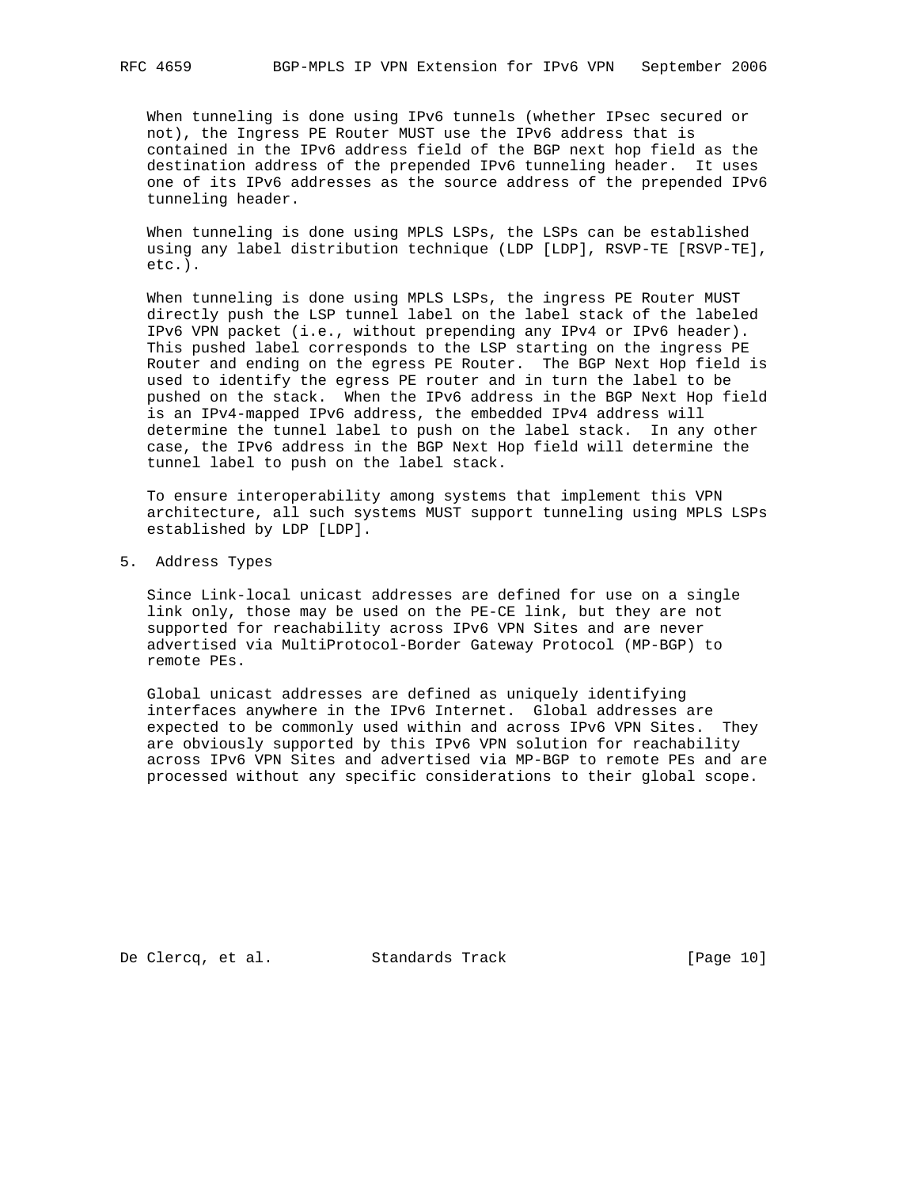When tunneling is done using IPv6 tunnels (whether IPsec secured or not), the Ingress PE Router MUST use the IPv6 address that is contained in the IPv6 address field of the BGP next hop field as the destination address of the prepended IPv6 tunneling header. It uses one of its IPv6 addresses as the source address of the prepended IPv6 tunneling header.

When tunneling is done using MPLS LSPs, the LSPs can be established using any label distribution technique (LDP [LDP], RSVP-TE [RSVP-TE], etc.).

When tunneling is done using MPLS LSPs, the ingress PE Router MUST directly push the LSP tunnel label on the label stack of the labeled IPv6 VPN packet (i.e., without prepending any IPv4 or IPv6 header). This pushed label corresponds to the LSP starting on the ingress PE Router and ending on the egress PE Router. The BGP Next Hop field is used to identify the egress PE router and in turn the label to be pushed on the stack. When the IPv6 address in the BGP Next Hop field is an IPv4-mapped IPv6 address, the embedded IPv4 address will determine the tunnel label to push on the label stack. In any other case, the IPv6 address in the BGP Next Hop field will determine the tunnel label to push on the label stack.

To ensure interoperability among systems that implement this VPN architecture, all such systems MUST support tunneling using MPLS LSPs established by LDP [LDP].

## 5. Address Types

Since Link-local unicast addresses are defined for use on a single link only, those may be used on the PE-CE link, but they are not supported for reachability across IPv6 VPN Sites and are never advertised via MultiProtocol-Border Gateway Protocol (MP-BGP) to remote PEs.

Global unicast addresses are defined as uniquely identifying interfaces anywhere in the IPv6 Internet. Global addresses are expected to be commonly used within and across IPv6 VPN Sites. They are obviously supported by this IPv6 VPN solution for reachability across IPv6 VPN Sites and advertised via MP-BGP to remote PEs and are processed without any specific considerations to their global scope.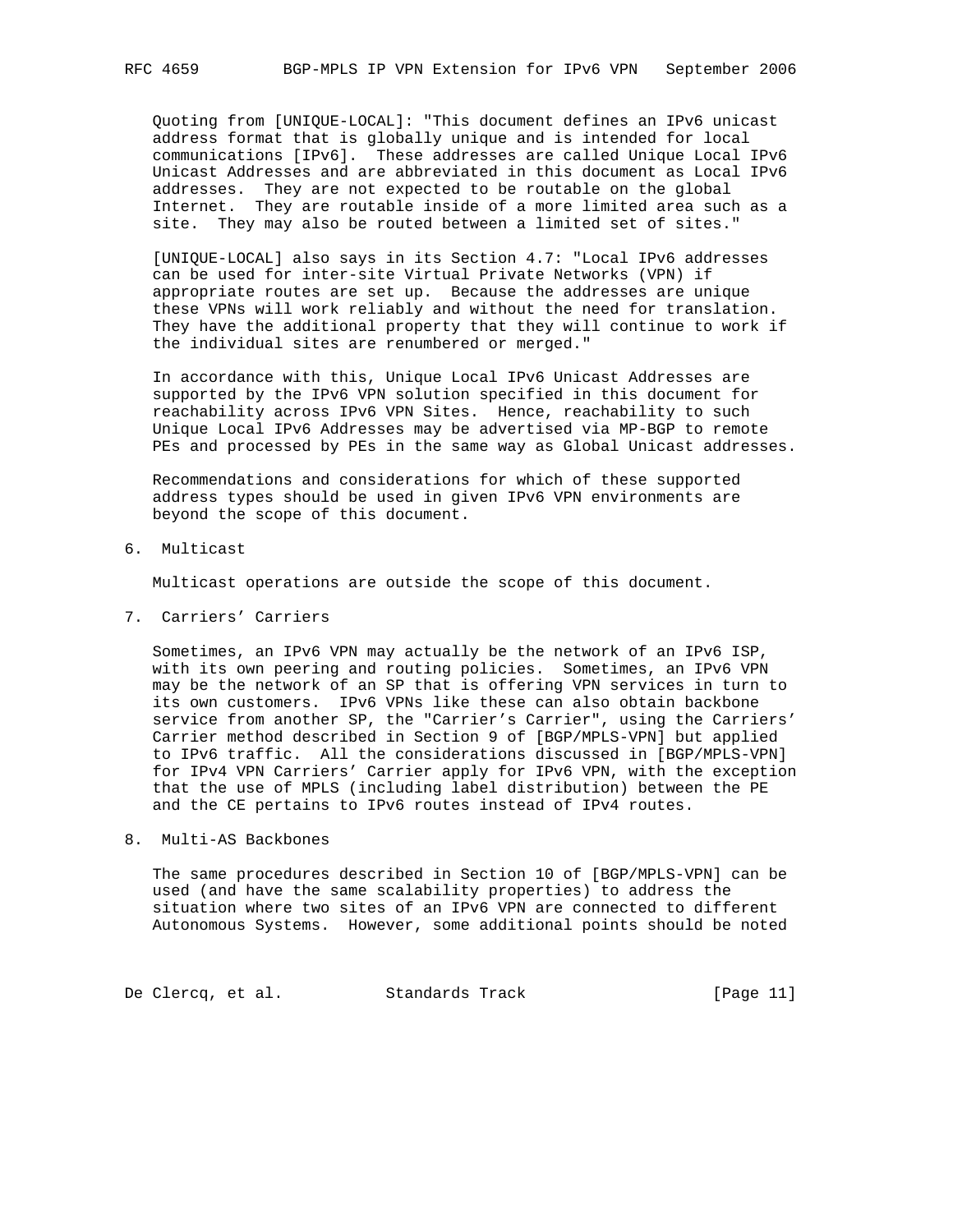Quoting from [UNIQUE-LOCAL]: "This document defines an IPv6 unicast address format that is globally unique and is intended for local communications [IPv6]. These addresses are called Unique Local IPv6 Unicast Addresses and are abbreviated in this document as Local IPv6 addresses. They are not expected to be routable on the global Internet. They are routable inside of a more limited area such as a site. They may also be routed between a limited set of sites."

[UNIQUE-LOCAL] also says in its Section 4.7: "Local IPv6 addresses can be used for inter-site Virtual Private Networks (VPN) if appropriate routes are set up. Because the addresses are unique these VPNs will work reliably and without the need for translation. They have the additional property that they will continue to work if the individual sites are renumbered or merged."

In accordance with this, Unique Local IPv6 Unicast Addresses are supported by the IPv6 VPN solution specified in this document for reachability across IPv6 VPN Sites. Hence, reachability to such Unique Local IPv6 Addresses may be advertised via MP-BGP to remote PEs and processed by PEs in the same way as Global Unicast addresses.

Recommendations and considerations for which of these supported address types should be used in given IPv6 VPN environments are beyond the scope of this document.

## 6. Multicast

Multicast operations are outside the scope of this document.

## 7. Carriers' Carriers

Sometimes, an IPv6 VPN may actually be the network of an IPv6 ISP, with its own peering and routing policies. Sometimes, an IPv6 VPN may be the network of an SP that is offering VPN services in turn to its own customers. IPv6 VPNs like these can also obtain backbone service from another SP, the "Carrier's Carrier", using the Carriers' Carrier method described in Section 9 of [BGP/MPLS-VPN] but applied to IPv6 traffic. All the considerations discussed in [BGP/MPLS-VPN] for IPv4 VPN Carriers' Carrier apply for IPv6 VPN, with the exception that the use of MPLS (including label distribution) between the PE and the CE pertains to IPv6 routes instead of IPv4 routes.

## 8. Multi-AS Backbones

The same procedures described in Section 10 of [BGP/MPLS-VPN] can be used (and have the same scalability properties) to address the situation where two sites of an IPv6 VPN are connected to different Autonomous Systems. However, some additional points should be noted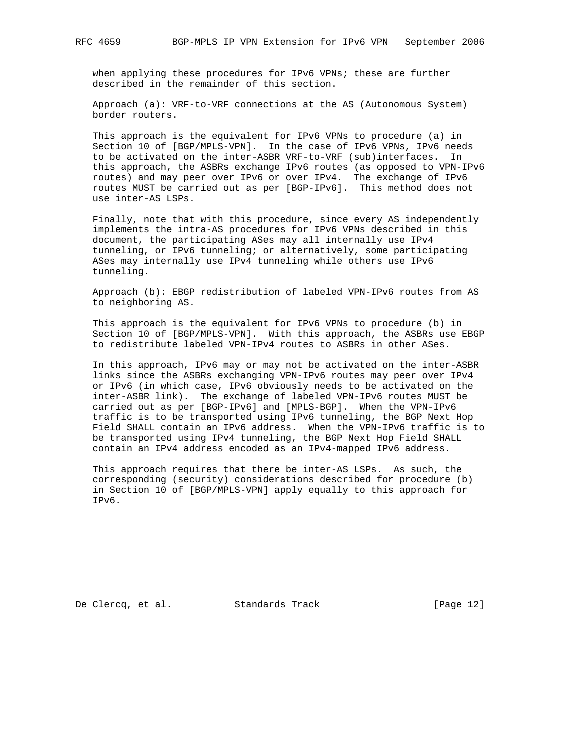when applying these procedures for IPv6 VPNs; these are further described in the remainder of this section.

Approach (a): VRF-to-VRF connections at the AS (Autonomous System) border routers.

This approach is the equivalent for IPv6 VPNs to procedure (a) in Section 10 of [BGP/MPLS-VPN]. In the case of IPv6 VPNs, IPv6 needs to be activated on the inter-ASBR VRF-to-VRF (sub)interfaces. In this approach, the ASBRs exchange IPv6 routes (as opposed to VPN-IPv6 routes) and may peer over IPv6 or over IPv4. The exchange of IPv6 routes MUST be carried out as per [BGP-IPv6]. This method does not use inter-AS LSPs.

Finally, note that with this procedure, since every AS independently implements the intra-AS procedures for IPv6 VPNs described in this document, the participating ASes may all internally use IPv4 tunneling, or IPv6 tunneling; or alternatively, some participating ASes may internally use IPv4 tunneling while others use IPv6 tunneling.

Approach (b): EBGP redistribution of labeled VPN-IPv6 routes from AS to neighboring AS.

This approach is the equivalent for IPv6 VPNs to procedure (b) in Section 10 of [BGP/MPLS-VPN]. With this approach, the ASBRs use EBGP to redistribute labeled VPN-IPv4 routes to ASBRs in other ASes.

In this approach, IPv6 may or may not be activated on the inter-ASBR links since the ASBRs exchanging VPN-IPv6 routes may peer over IPv4 or IPv6 (in which case, IPv6 obviously needs to be activated on the inter-ASBR link). The exchange of labeled VPN-IPv6 routes MUST be carried out as per [BGP-IPv6] and [MPLS-BGP]. When the VPN-IPv6 traffic is to be transported using IPv6 tunneling, the BGP Next Hop Field SHALL contain an IPv6 address. When the VPN-IPv6 traffic is to be transported using IPv4 tunneling, the BGP Next Hop Field SHALL contain an IPv4 address encoded as an IPv4-mapped IPv6 address.

This approach requires that there be inter-AS LSPs. As such, the corresponding (security) considerations described for procedure (b) in Section 10 of [BGP/MPLS-VPN] apply equally to this approach for IPv6.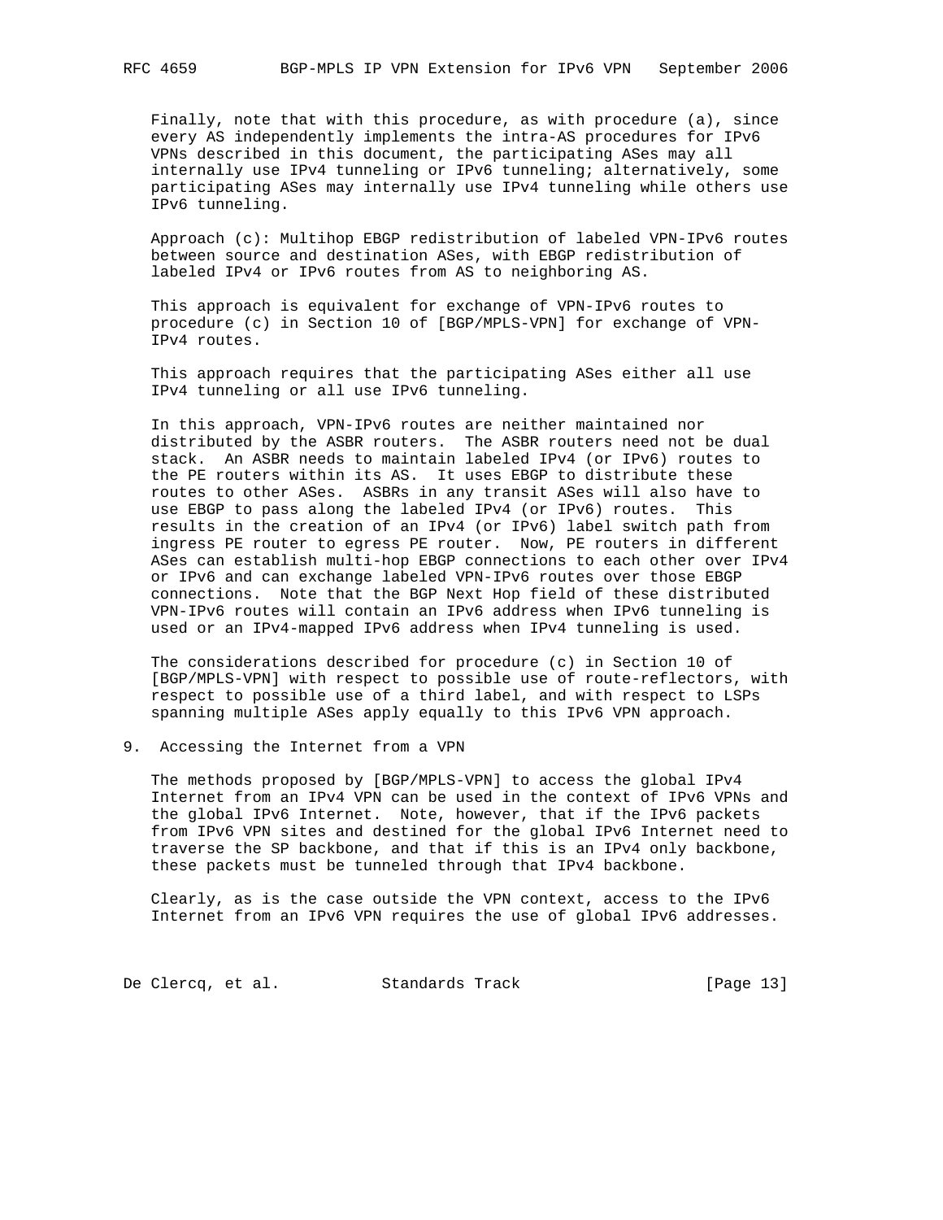Finally, note that with this procedure, as with procedure (a), since every AS independently implements the intra-AS procedures for IPv6 VPNs described in this document, the participating ASes may all internally use IPv4 tunneling or IPv6 tunneling; alternatively, some participating ASes may internally use IPv4 tunneling while others use IPv6 tunneling.

Approach (c): Multihop EBGP redistribution of labeled VPN-IPv6 routes between source and destination ASes, with EBGP redistribution of labeled IPv4 or IPv6 routes from AS to neighboring AS.

This approach is equivalent for exchange of VPN-IPv6 routes to procedure (c) in Section 10 of [BGP/MPLS-VPN] for exchange of VPN-IPv4 routes.

This approach requires that the participating ASes either all use IPv4 tunneling or all use IPv6 tunneling.

In this approach, VPN-IPv6 routes are neither maintained nor distributed by the ASBR routers. The ASBR routers need not be dual stack. An ASBR needs to maintain labeled IPv4 (or IPv6) routes to the PE routers within its AS. It uses EBGP to distribute these routes to other ASes. ASBRs in any transit ASes will also have to use EBGP to pass along the labeled IPv4 (or IPv6) routes. This results in the creation of an IPv4 (or IPv6) label switch path from ingress PE router to egress PE router. Now, PE routers in different ASes can establish multi-hop EBGP connections to each other over IPv4 or IPv6 and can exchange labeled VPN-IPv6 routes over those EBGP connections. Note that the BGP Next Hop field of these distributed VPN-IPv6 routes will contain an IPv6 address when IPv6 tunneling is used or an IPv4-mapped IPv6 address when IPv4 tunneling is used.

The considerations described for procedure (c) in Section 10 of [BGP/MPLS-VPN] with respect to possible use of route-reflectors, with respect to possible use of a third label, and with respect to LSPs spanning multiple ASes apply equally to this IPv6 VPN approach.

## 9. Accessing the Internet from a VPN

The methods proposed by [BGP/MPLS-VPN] to access the global IPv4 Internet from an IPv4 VPN can be used in the context of IPv6 VPNs and the global IPv6 Internet. Note, however, that if the IPv6 packets from IPv6 VPN sites and destined for the global IPv6 Internet need to traverse the SP backbone, and that if this is an IPv4 only backbone, these packets must be tunneled through that IPv4 backbone.

Clearly, as is the case outside the VPN context, access to the IPv6 Internet from an IPv6 VPN requires the use of global IPv6 addresses.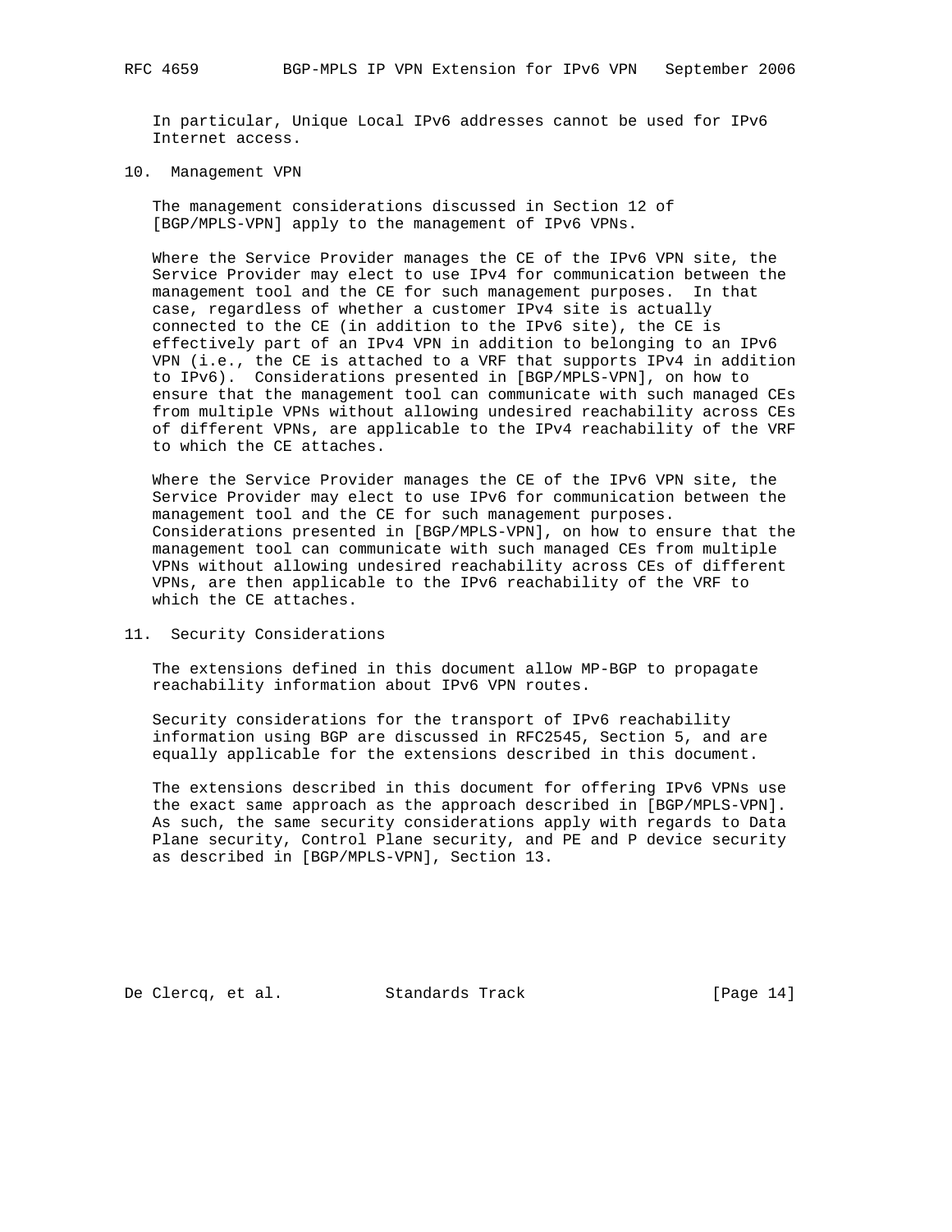In particular, Unique Local IPv6 addresses cannot be used for IPv6 Internet access.

## 10. Management VPN

The management considerations discussed in Section 12 of [BGP/MPLS-VPN] apply to the management of IPv6 VPNs.

Where the Service Provider manages the CE of the IPv6 VPN site, the Service Provider may elect to use IPv4 for communication between the management tool and the CE for such management purposes. In that case, regardless of whether a customer IPv4 site is actually connected to the CE (in addition to the IPv6 site), the CE is effectively part of an IPv4 VPN in addition to belonging to an IPv6 VPN (i.e., the CE is attached to a VRF that supports IPv4 in addition to IPv6). Considerations presented in [BGP/MPLS-VPN], on how to ensure that the management tool can communicate with such managed CEs from multiple VPNs without allowing undesired reachability across CEs of different VPNs, are applicable to the IPv4 reachability of the VRF to which the CE attaches.

Where the Service Provider manages the CE of the IPv6 VPN site, the Service Provider may elect to use IPv6 for communication between the management tool and the CE for such management purposes. Considerations presented in [BGP/MPLS-VPN], on how to ensure that the management tool can communicate with such managed CEs from multiple VPNs without allowing undesired reachability across CEs of different VPNs, are then applicable to the IPv6 reachability of the VRF to which the CE attaches.

## 11. Security Considerations

The extensions defined in this document allow MP-BGP to propagate reachability information about IPv6 VPN routes.

Security considerations for the transport of IPv6 reachability information using BGP are discussed in RFC2545, Section 5, and are equally applicable for the extensions described in this document.

The extensions described in this document for offering IPv6 VPNs use the exact same approach as the approach described in [BGP/MPLS-VPN]. As such, the same security considerations apply with regards to Data Plane security, Control Plane security, and PE and P device security as described in [BGP/MPLS-VPN], Section 13.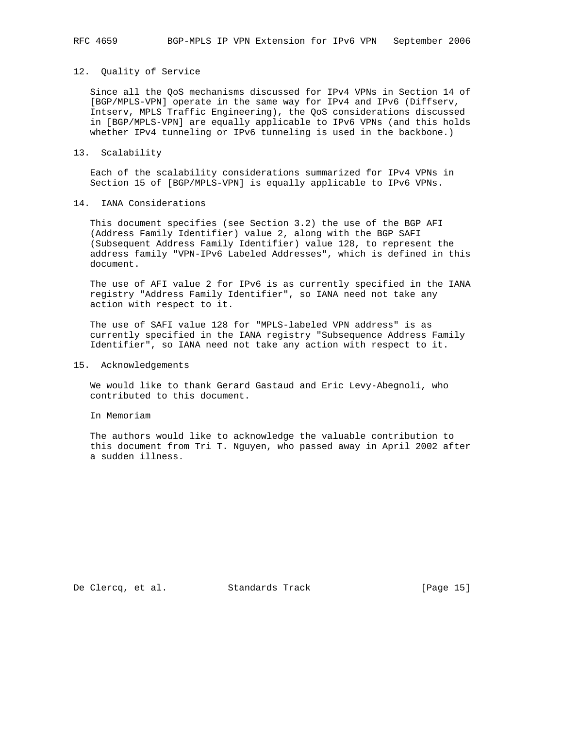## 12. Quality of Service

Since all the QoS mechanisms discussed for IPv4 VPNs in Section 14 of [BGP/MPLS-VPN] operate in the same way for IPv4 and IPv6 (Diffserv, Intserv, MPLS Traffic Engineering), the QoS considerations discussed in [BGP/MPLS-VPN] are equally applicable to IPv6 VPNs (and this holds whether IPv4 tunneling or IPv6 tunneling is used in the backbone.)

## 13. Scalability

Each of the scalability considerations summarized for IPv4 VPNs in Section 15 of [BGP/MPLS-VPN] is equally applicable to IPv6 VPNs.

## 14. IANA Considerations

This document specifies (see Section 3.2) the use of the BGP AFI (Address Family Identifier) value 2, along with the BGP SAFI (Subsequent Address Family Identifier) value 128, to represent the address family "VPN-IPv6 Labeled Addresses", which is defined in this document.

The use of AFI value 2 for IPv6 is as currently specified in the IANA registry "Address Family Identifier", so IANA need not take any action with respect to it.

The use of SAFI value 128 for "MPLS-labeled VPN address" is as currently specified in the IANA registry "Subsequence Address Family Identifier", so IANA need not take any action with respect to it.

## 15. Acknowledgements

We would like to thank Gerard Gastaud and Eric Levy-Abegnoli, who contributed to this document.

In Memoriam

The authors would like to acknowledge the valuable contribution to this document from Tri T. Nguyen, who passed away in April 2002 after a sudden illness.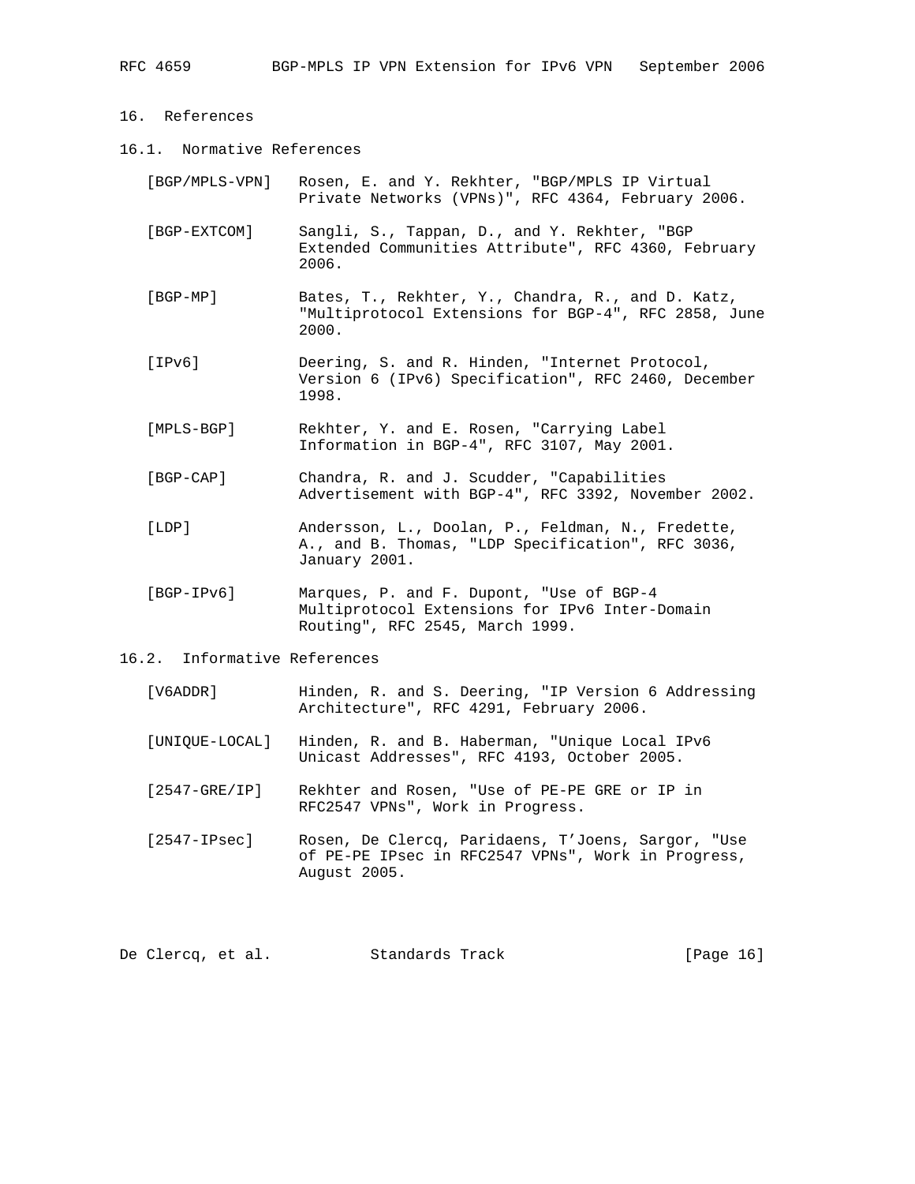## 16. References

### 16.1. Normative References

[BGP/MPLS-VPN] Rosen, E. and Y. Rekhter, "BGP/MPLS IP Virtual Private Networks (VPNs)", RFC 4364, February 2006.

[BGP-EXTCOM] Sangli, S., Tappan, D., and Y. Rekhter, "BGP Extended Communities Attribute", RFC 4360, February 2006.

[BGP-MP] Bates, T., Rekhter, Y., Chandra, R., and D. Katz, "Multiprotocol Extensions for BGP-4", RFC 2858, June 2000.

[IPv6] Deering, S. and R. Hinden, "Internet Protocol, Version 6 (IPv6) Specification", RFC 2460, December 1998.

[MPLS-BGP] Rekhter, Y. and E. Rosen, "Carrying Label Information in BGP-4", RFC 3107, May 2001.

[BGP-CAP] Chandra, R. and J. Scudder, "Capabilities Advertisement with BGP-4", RFC 3392, November 2002.

[LDP] Andersson, L., Doolan, P., Feldman, N., Fredette, A., and B. Thomas, "LDP Specification", RFC 3036, January 2001.

[BGP-IPv6] Marques, P. and F. Dupont, "Use of BGP-4 Multiprotocol Extensions for IPv6 Inter-Domain Routing", RFC 2545, March 1999.

### 16.2. Informative References

[V6ADDR] Hinden, R. and S. Deering, "IP Version 6 Addressing Architecture", RFC 4291, February 2006.

[UNIQUE-LOCAL] Hinden, R. and B. Haberman, "Unique Local IPv6 Unicast Addresses", RFC 4193, October 2005.

[2547-GRE/IP] Rekhter and Rosen, "Use of PE-PE GRE or IP in RFC2547 VPNs", Work in Progress.

[2547-IPsec] Rosen, De Clercq, Paridaens, T'Joens, Sargor, "Use of PE-PE IPsec in RFC2547 VPNs", Work in Progress, August 2005.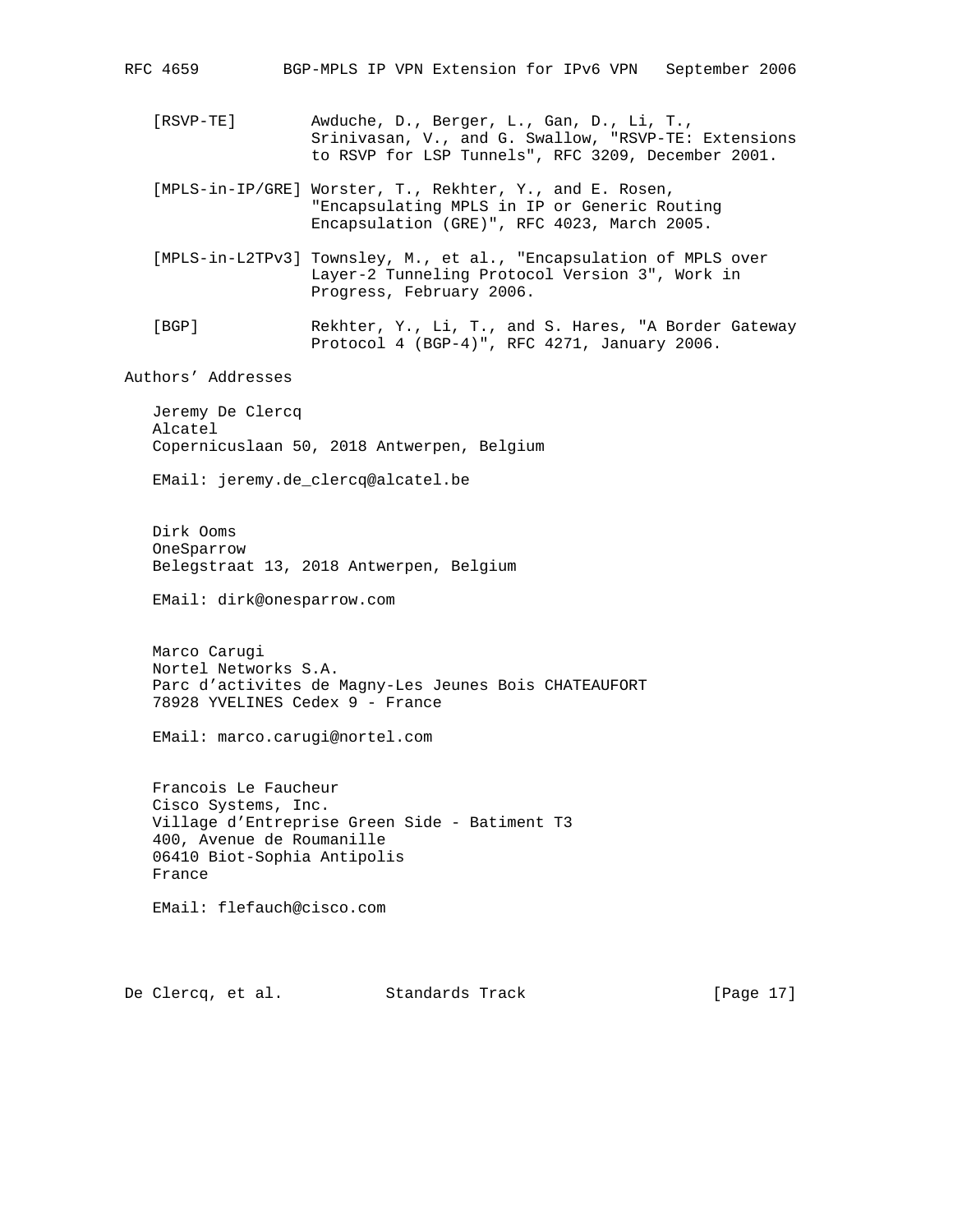[RSVP-TE] Awduche, D., Berger, L., Gan, D., Li, T., Srinivasan, V., and G. Swallow, "RSVP-TE: Extensions to RSVP for LSP Tunnels", RFC 3209, December 2001.

[MPLS-in-IP/GRE] Worster, T., Rekhter, Y., and E. Rosen, "Encapsulating MPLS in IP or Generic Routing Encapsulation (GRE)", RFC 4023, March 2005.

[MPLS-in-L2TPv3] Townsley, M., et al., "Encapsulation of MPLS over Layer-2 Tunneling Protocol Version 3", Work in Progress, February 2006.

[BGP] Rekhter, Y., Li, T., and S. Hares, "A Border Gateway Protocol 4 (BGP-4)", RFC 4271, January 2006.

## Authors' Addresses

Jeremy De Clercq
Alcatel
Copernicuslaan 50, 2018 Antwerpen, Belgium

EMail: jeremy.de_clercq@alcatel.be

Dirk Ooms
OneSparrow
Belegstraat 13, 2018 Antwerpen, Belgium

EMail: dirk@onesparrow.com

Marco Carugi
Nortel Networks S.A.
Parc d'activites de Magny-Les Jeunes Bois CHATEAUFORT
78928 YVELINES Cedex 9 - France

EMail: marco.carugi@nortel.com

Francois Le Faucheur
Cisco Systems, Inc.
Village d'Entreprise Green Side - Batiment T3
400, Avenue de Roumanille
06410 Biot-Sophia Antipolis
France

EMail: flefauch@cisco.com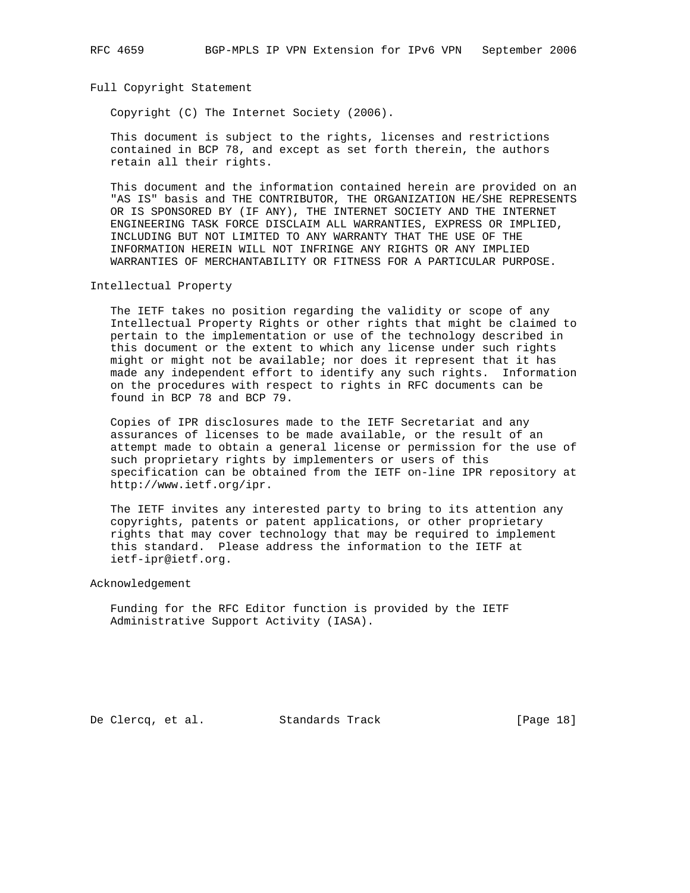## Full Copyright Statement

Copyright (C) The Internet Society (2006).

This document is subject to the rights, licenses and restrictions contained in BCP 78, and except as set forth therein, the authors retain all their rights.

This document and the information contained herein are provided on an "AS IS" basis and THE CONTRIBUTOR, THE ORGANIZATION HE/SHE REPRESENTS OR IS SPONSORED BY (IF ANY), THE INTERNET SOCIETY AND THE INTERNET ENGINEERING TASK FORCE DISCLAIM ALL WARRANTIES, EXPRESS OR IMPLIED, INCLUDING BUT NOT LIMITED TO ANY WARRANTY THAT THE USE OF THE INFORMATION HEREIN WILL NOT INFRINGE ANY RIGHTS OR ANY IMPLIED WARRANTIES OF MERCHANTABILITY OR FITNESS FOR A PARTICULAR PURPOSE.

## Intellectual Property

The IETF takes no position regarding the validity or scope of any Intellectual Property Rights or other rights that might be claimed to pertain to the implementation or use of the technology described in this document or the extent to which any license under such rights might or might not be available; nor does it represent that it has made any independent effort to identify any such rights. Information on the procedures with respect to rights in RFC documents can be found in BCP 78 and BCP 79.

Copies of IPR disclosures made to the IETF Secretariat and any assurances of licenses to be made available, or the result of an attempt made to obtain a general license or permission for the use of such proprietary rights by implementers or users of this specification can be obtained from the IETF on-line IPR repository at http://www.ietf.org/ipr.

The IETF invites any interested party to bring to its attention any copyrights, patents or patent applications, or other proprietary rights that may cover technology that may be required to implement this standard. Please address the information to the IETF at ietf-ipr@ietf.org.

## Acknowledgement

Funding for the RFC Editor function is provided by the IETF Administrative Support Activity (IASA).